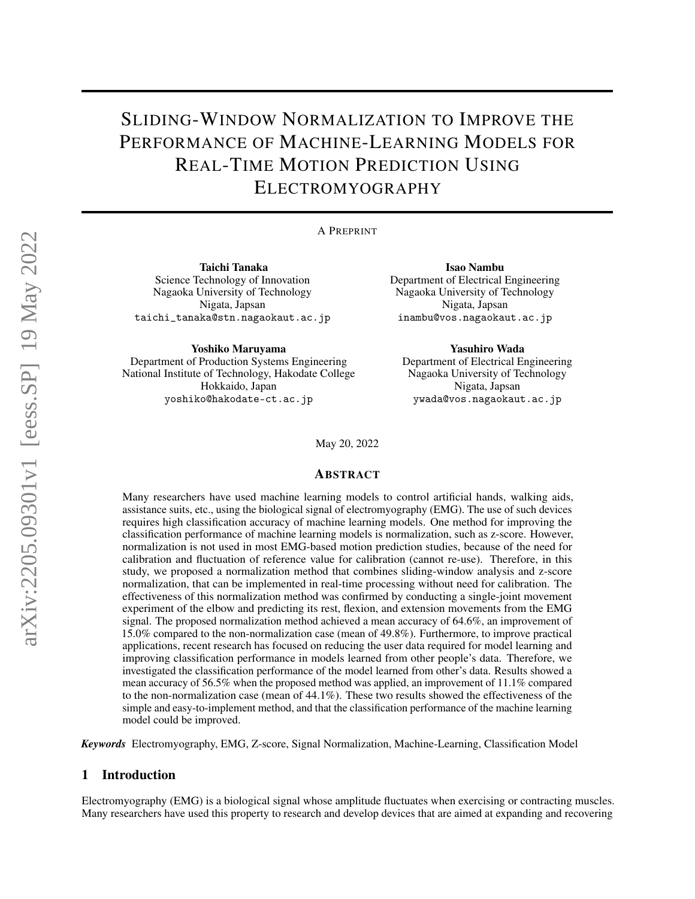# Sliding-Window Normalization to Improve the Performance of Machine-Learning Models for Real-Time Motion Prediction Using Electromyography

A Preprint

**Taichi Tanaka**
Science Technology of Innovation
Nagaoka University of Technology
Nigata, Japsan
taichi_tanaka@stn.nagaokaut.ac.jp

**Isao Nambu**
Department of Electrical Engineering
Nagaoka University of Technology
Nigata, Japsan
inambu@vos.nagaokaut.ac.jp

**Yoshiko Maruyama**
Department of Production Systems Engineering
National Institute of Technology, Hakodate College
Hokkaido, Japan
yoshiko@hakodate-ct.ac.jp

**Yasuhiro Wada**
Department of Electrical Engineering
Nagaoka University of Technology
Nigata, Japsan
ywada@vos.nagaokaut.ac.jp

May 20, 2022

## Abstract

Many researchers have used machine learning models to control artificial hands, walking aids, assistance suits, etc., using the biological signal of electromyography (EMG). The use of such devices requires high classification accuracy of machine learning models. One method for improving the classification performance of machine learning models is normalization, such as z-score. However, normalization is not used in most EMG-based motion prediction studies, because of the need for calibration and fluctuation of reference value for calibration (cannot re-use). Therefore, in this study, we proposed a normalization method that combines sliding-window analysis and z-score normalization, that can be implemented in real-time processing without need for calibration. The effectiveness of this normalization method was confirmed by conducting a single-joint movement experiment of the elbow and predicting its rest, flexion, and extension movements from the EMG signal. The proposed normalization method achieved a mean accuracy of 64.6%, an improvement of 15.0% compared to the non-normalization case (mean of 49.8%). Furthermore, to improve practical applications, recent research has focused on reducing the user data required for model learning and improving classification performance in models learned from other people's data. Therefore, we investigated the classification performance of the model learned from other's data. Results showed a mean accuracy of 56.5% when the proposed method was applied, an improvement of 11.1% compared to the non-normalization case (mean of 44.1%). These two results showed the effectiveness of the simple and easy-to-implement method, and that the classification performance of the machine learning model could be improved.

***Keywords*** Electromyography, EMG, Z-score, Signal Normalization, Machine-Learning, Classification Model

## 1 Introduction

Electromyography (EMG) is a biological signal whose amplitude fluctuates when exercising or contracting muscles. Many researchers have used this property to research and develop devices that are aimed at expanding and recovering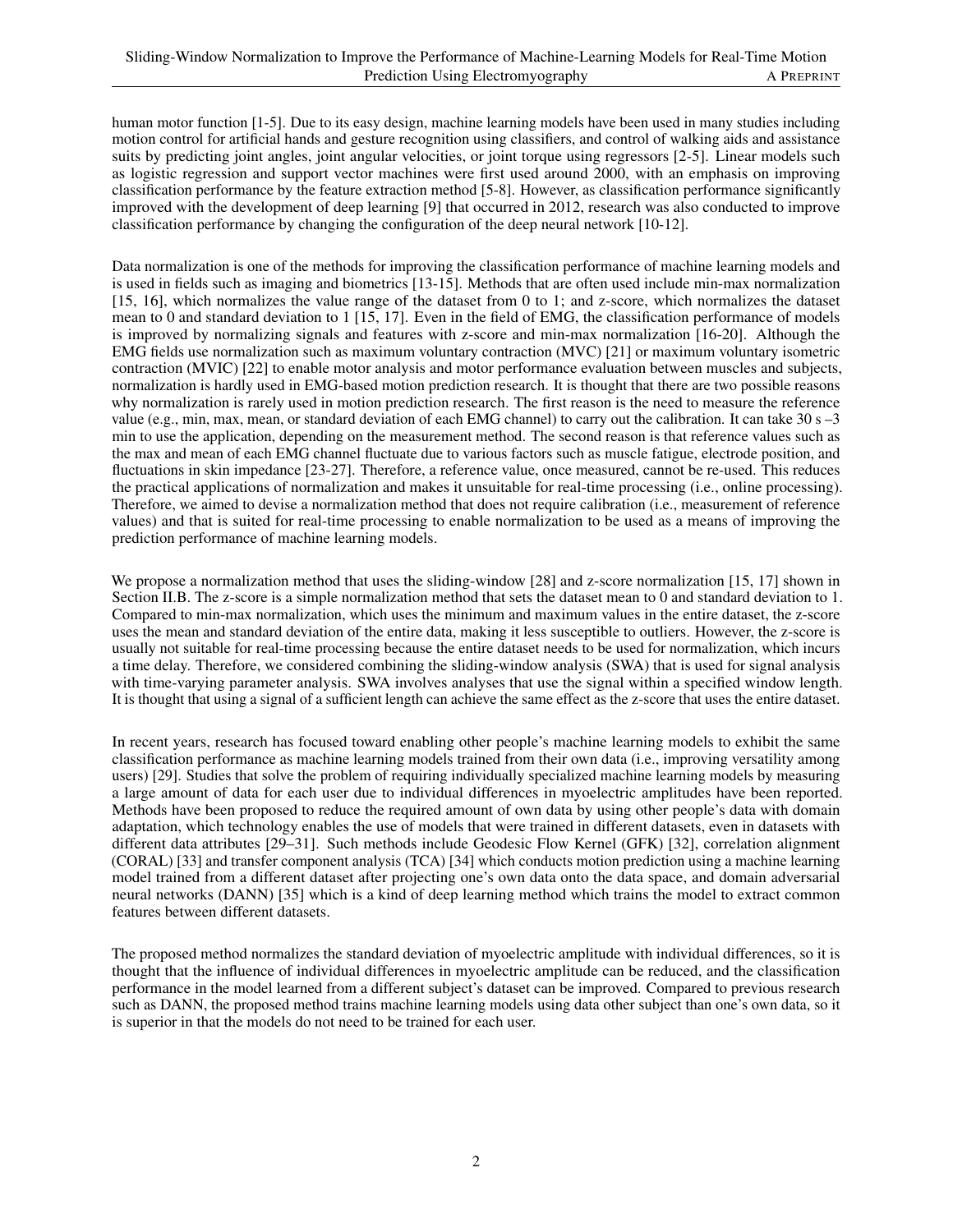human motor function [1-5]. Due to its easy design, machine learning models have been used in many studies including motion control for artificial hands and gesture recognition using classifiers, and control of walking aids and assistance suits by predicting joint angles, joint angular velocities, or joint torque using regressors [2-5]. Linear models such as logistic regression and support vector machines were first used around 2000, with an emphasis on improving classification performance by the feature extraction method [5-8]. However, as classification performance significantly improved with the development of deep learning [9] that occurred in 2012, research was also conducted to improve classification performance by changing the configuration of the deep neural network [10-12].

Data normalization is one of the methods for improving the classification performance of machine learning models and is used in fields such as imaging and biometrics [13-15]. Methods that are often used include min-max normalization [15, 16], which normalizes the value range of the dataset from 0 to 1; and z-score, which normalizes the dataset mean to 0 and standard deviation to 1 [15, 17]. Even in the field of EMG, the classification performance of models is improved by normalizing signals and features with z-score and min-max normalization [16-20]. Although the EMG fields use normalization such as maximum voluntary contraction (MVC) [21] or maximum voluntary isometric contraction (MVIC) [22] to enable motor analysis and motor performance evaluation between muscles and subjects, normalization is hardly used in EMG-based motion prediction research. It is thought that there are two possible reasons why normalization is rarely used in motion prediction research. The first reason is the need to measure the reference value (e.g., min, max, mean, or standard deviation of each EMG channel) to carry out the calibration. It can take 30 s –3 min to use the application, depending on the measurement method. The second reason is that reference values such as the max and mean of each EMG channel fluctuate due to various factors such as muscle fatigue, electrode position, and fluctuations in skin impedance [23-27]. Therefore, a reference value, once measured, cannot be re-used. This reduces the practical applications of normalization and makes it unsuitable for real-time processing (i.e., online processing). Therefore, we aimed to devise a normalization method that does not require calibration (i.e., measurement of reference values) and that is suited for real-time processing to enable normalization to be used as a means of improving the prediction performance of machine learning models.

We propose a normalization method that uses the sliding-window [28] and z-score normalization [15, 17] shown in Section II.B. The z-score is a simple normalization method that sets the dataset mean to 0 and standard deviation to 1. Compared to min-max normalization, which uses the minimum and maximum values in the entire dataset, the z-score uses the mean and standard deviation of the entire data, making it less susceptible to outliers. However, the z-score is usually not suitable for real-time processing because the entire dataset needs to be used for normalization, which incurs a time delay. Therefore, we considered combining the sliding-window analysis (SWA) that is used for signal analysis with time-varying parameter analysis. SWA involves analyses that use the signal within a specified window length. It is thought that using a signal of a sufficient length can achieve the same effect as the z-score that uses the entire dataset.

In recent years, research has focused toward enabling other people's machine learning models to exhibit the same classification performance as machine learning models trained from their own data (i.e., improving versatility among users) [29]. Studies that solve the problem of requiring individually specialized machine learning models by measuring a large amount of data for each user due to individual differences in myoelectric amplitudes have been reported. Methods have been proposed to reduce the required amount of own data by using other people's data with domain adaptation, which technology enables the use of models that were trained in different datasets, even in datasets with different data attributes [29–31]. Such methods include Geodesic Flow Kernel (GFK) [32], correlation alignment (CORAL) [33] and transfer component analysis (TCA) [34] which conducts motion prediction using a machine learning model trained from a different dataset after projecting one's own data onto the data space, and domain adversarial neural networks (DANN) [35] which is a kind of deep learning method which trains the model to extract common features between different datasets.

The proposed method normalizes the standard deviation of myoelectric amplitude with individual differences, so it is thought that the influence of individual differences in myoelectric amplitude can be reduced, and the classification performance in the model learned from a different subject's dataset can be improved. Compared to previous research such as DANN, the proposed method trains machine learning models using data other subject than one's own data, so it is superior in that the models do not need to be trained for each user.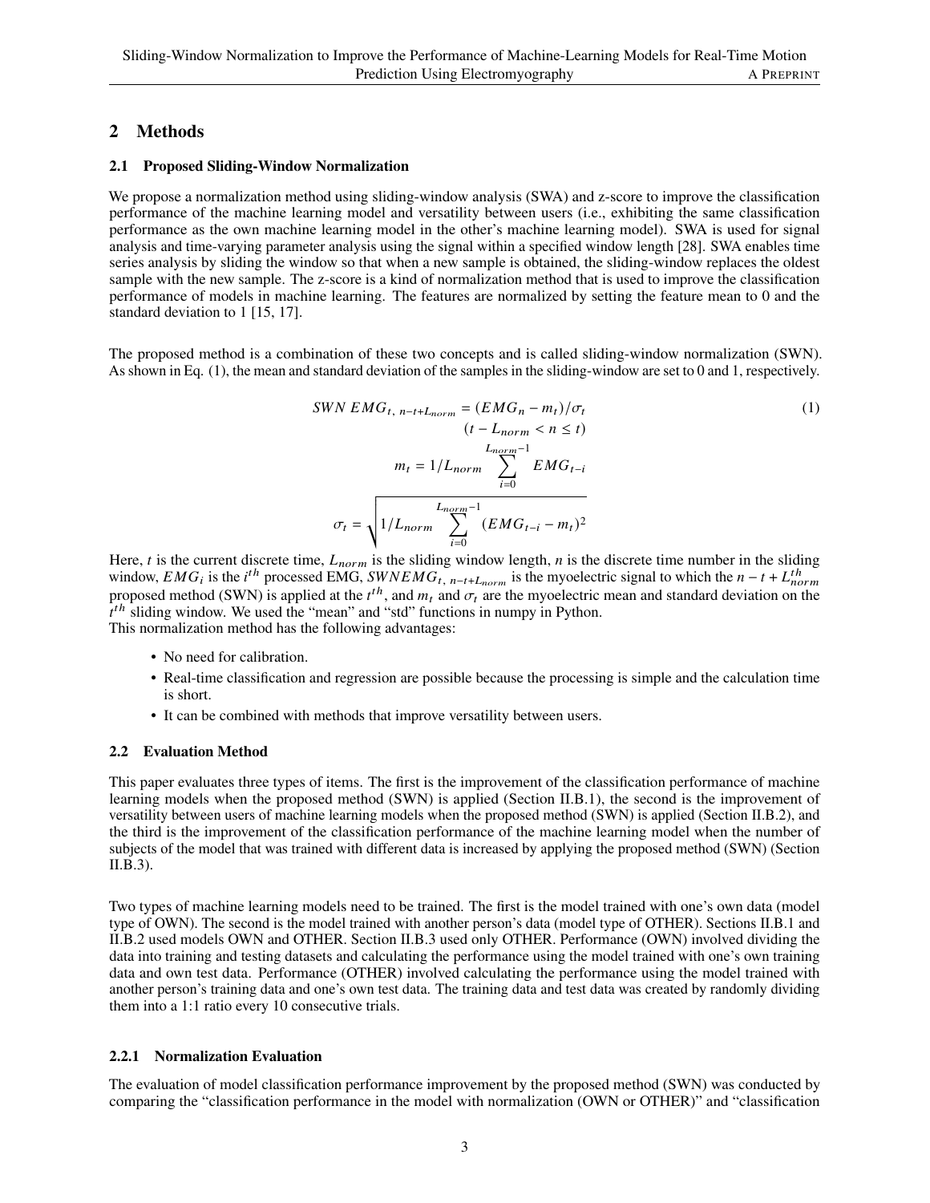## 2 Methods

### 2.1 Proposed Sliding-Window Normalization

We propose a normalization method using sliding-window analysis (SWA) and z-score to improve the classification performance of the machine learning model and versatility between users (i.e., exhibiting the same classification performance as the own machine learning model in the other's machine learning model). SWA is used for signal analysis and time-varying parameter analysis using the signal within a specified window length [28]. SWA enables time series analysis by sliding the window so that when a new sample is obtained, the sliding-window replaces the oldest sample with the new sample. The z-score is a kind of normalization method that is used to improve the classification performance of models in machine learning. The features are normalized by setting the feature mean to 0 and the standard deviation to 1 [15, 17].

The proposed method is a combination of these two concepts and is called sliding-window normalization (SWN). As shown in Eq. (1), the mean and standard deviation of the samples in the sliding-window are set to 0 and 1, respectively.

$$SWN\ EMG_{t,\ n-t+L_{norm}} = (EMG_n - m_t)/\sigma_t \quad (t - L_{norm} < n \leq t)$$
$$m_t = 1/L_{norm} \sum_{i=0}^{L_{norm}-1} EMG_{t-i}$$
$$\sigma_t = \sqrt{1/L_{norm} \sum_{i=0}^{L_{norm}-1} (EMG_{t-i} - m_t)^2} \tag{1}$$

Here, $t$ is the current discrete time, $L_{norm}$ is the sliding window length, $n$ is the discrete time number in the sliding window, $EMG_i$ is the $i^{th}$ processed EMG, $SWNEMG_{t,\ n-t+L_{norm}}$ is the myoelectric signal to which the $n - t + L_{norm}^{th}$ proposed method (SWN) is applied at the $t^{th}$, and $m_t$ and $\sigma_t$ are the myoelectric mean and standard deviation on the $t^{th}$ sliding window. We used the "mean" and "std" functions in numpy in Python.
This normalization method has the following advantages:

- No need for calibration.
- Real-time classification and regression are possible because the processing is simple and the calculation time is short.
- It can be combined with methods that improve versatility between users.

### 2.2 Evaluation Method

This paper evaluates three types of items. The first is the improvement of the classification performance of machine learning models when the proposed method (SWN) is applied (Section II.B.1), the second is the improvement of versatility between users of machine learning models when the proposed method (SWN) is applied (Section II.B.2), and the third is the improvement of the classification performance of the machine learning model when the number of subjects of the model that was trained with different data is increased by applying the proposed method (SWN) (Section II.B.3).

Two types of machine learning models need to be trained. The first is the model trained with one's own data (model type of OWN). The second is the model trained with another person's data (model type of OTHER). Sections II.B.1 and II.B.2 used models OWN and OTHER. Section II.B.3 used only OTHER. Performance (OWN) involved dividing the data into training and testing datasets and calculating the performance using the model trained with one's own training data and own test data. Performance (OTHER) involved calculating the performance using the model trained with another person's training data and one's own test data. The training data and test data was created by randomly dividing them into a 1:1 ratio every 10 consecutive trials.

#### 2.2.1 Normalization Evaluation

The evaluation of model classification performance improvement by the proposed method (SWN) was conducted by comparing the "classification performance in the model with normalization (OWN or OTHER)" and "classification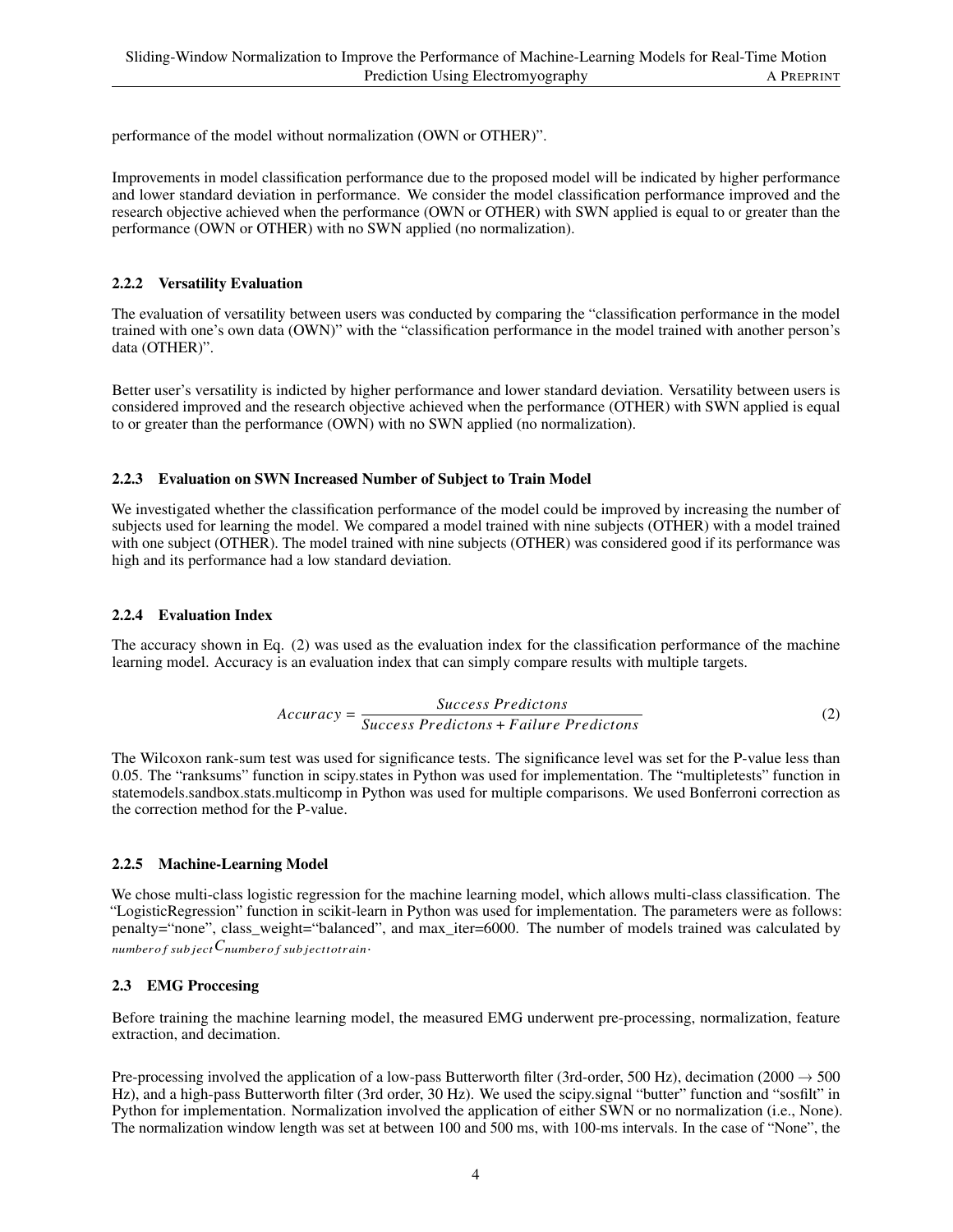performance of the model without normalization (OWN or OTHER)".

Improvements in model classification performance due to the proposed model will be indicated by higher performance and lower standard deviation in performance. We consider the model classification performance improved and the research objective achieved when the performance (OWN or OTHER) with SWN applied is equal to or greater than the performance (OWN or OTHER) with no SWN applied (no normalization).

### 2.2.2 Versatility Evaluation

The evaluation of versatility between users was conducted by comparing the "classification performance in the model trained with one's own data (OWN)" with the "classification performance in the model trained with another person's data (OTHER)".

Better user's versatility is indicted by higher performance and lower standard deviation. Versatility between users is considered improved and the research objective achieved when the performance (OTHER) with SWN applied is equal to or greater than the performance (OWN) with no SWN applied (no normalization).

### 2.2.3 Evaluation on SWN Increased Number of Subject to Train Model

We investigated whether the classification performance of the model could be improved by increasing the number of subjects used for learning the model. We compared a model trained with nine subjects (OTHER) with a model trained with one subject (OTHER). The model trained with nine subjects (OTHER) was considered good if its performance was high and its performance had a low standard deviation.

### 2.2.4 Evaluation Index

The accuracy shown in Eq. (2) was used as the evaluation index for the classification performance of the machine learning model. Accuracy is an evaluation index that can simply compare results with multiple targets.

$$Accuracy = \frac{Success\ Predictons}{Success\ Predictons + Failure\ Predictons} \tag{2}$$

The Wilcoxon rank-sum test was used for significance tests. The significance level was set for the P-value less than 0.05. The "ranksums" function in scipy.states in Python was used for implementation. The "multipletests" function in statemodels.sandbox.stats.multicomp in Python was used for multiple comparisons. We used Bonferroni correction as the correction method for the P-value.

### 2.2.5 Machine-Learning Model

We chose multi-class logistic regression for the machine learning model, which allows multi-class classification. The "LogisticRegression" function in scikit-learn in Python was used for implementation. The parameters were as follows: penalty="none", class_weight="balanced", and max_iter=6000. The number of models trained was calculated by ${}_{numberofsubject}C_{numberofsubjecttotrain}$.

## 2.3 EMG Proccesing

Before training the machine learning model, the measured EMG underwent pre-processing, normalization, feature extraction, and decimation.

Pre-processing involved the application of a low-pass Butterworth filter (3rd-order, 500 Hz), decimation (2000 $\rightarrow$ 500 Hz), and a high-pass Butterworth filter (3rd order, 30 Hz). We used the scipy.signal "butter" function and "sosfilt" in Python for implementation. Normalization involved the application of either SWN or no normalization (i.e., None). The normalization window length was set at between 100 and 500 ms, with 100-ms intervals. In the case of "None", the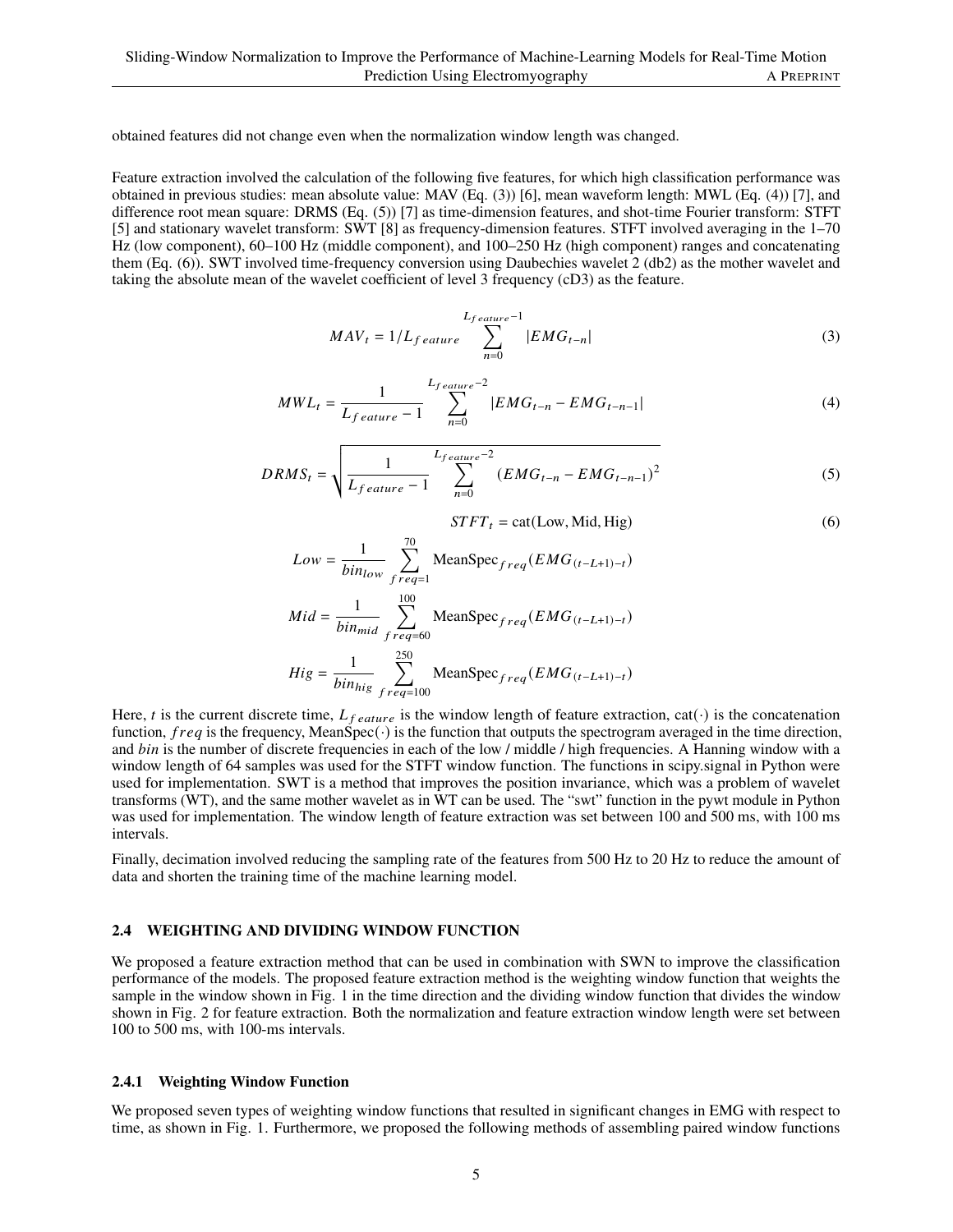obtained features did not change even when the normalization window length was changed.

Feature extraction involved the calculation of the following five features, for which high classification performance was obtained in previous studies: mean absolute value: MAV (Eq. (3)) [6], mean waveform length: MWL (Eq. (4)) [7], and difference root mean square: DRMS (Eq. (5)) [7] as time-dimension features, and shot-time Fourier transform: STFT [5] and stationary wavelet transform: SWT [8] as frequency-dimension features. STFT involved averaging in the 1–70 Hz (low component), 60–100 Hz (middle component), and 100–250 Hz (high component) ranges and concatenating them (Eq. (6)). SWT involved time-frequency conversion using Daubechies wavelet 2 (db2) as the mother wavelet and taking the absolute mean of the wavelet coefficient of level 3 frequency (cD3) as the feature.

$$MAV_t = 1/L_{feature} \sum_{n=0}^{L_{feature}-1} |EMG_{t-n}| \tag{3}$$

$$MWL_t = \frac{1}{L_{feature}-1} \sum_{n=0}^{L_{feature}-2} |EMG_{t-n} - EMG_{t-n-1}| \tag{4}$$

$$DRMS_t = \sqrt{\frac{1}{L_{feature}-1} \sum_{n=0}^{L_{feature}-2} (EMG_{t-n} - EMG_{t-n-1})^2} \tag{5}$$

$$STFT_t = \text{cat}(\text{Low}, \text{Mid}, \text{Hig}) \tag{6}$$

$$Low = \frac{1}{bin_{low}} \sum_{freq=1}^{70} \text{MeanSpec}_{freq}(EMG_{(t-L+1)-t})$$

$$Mid = \frac{1}{bin_{mid}} \sum_{freq=60}^{100} \text{MeanSpec}_{freq}(EMG_{(t-L+1)-t})$$

$$Hig = \frac{1}{bin_{hig}} \sum_{freq=100}^{250} \text{MeanSpec}_{freq}(EMG_{(t-L+1)-t})$$

Here, $t$ is the current discrete time, $L_{feature}$ is the window length of feature extraction, $\text{cat}(\cdot)$ is the concatenation function, $freq$ is the frequency, $\text{MeanSpec}(\cdot)$ is the function that outputs the spectrogram averaged in the time direction, and $bin$ is the number of discrete frequencies in each of the low / middle / high frequencies. A Hanning window with a window length of 64 samples was used for the STFT window function. The functions in scipy.signal in Python were used for implementation. SWT is a method that improves the position invariance, which was a problem of wavelet transforms (WT), and the same mother wavelet as in WT can be used. The "swt" function in the pywt module in Python was used for implementation. The window length of feature extraction was set between 100 and 500 ms, with 100 ms intervals.

Finally, decimation involved reducing the sampling rate of the features from 500 Hz to 20 Hz to reduce the amount of data and shorten the training time of the machine learning model.

### 2.4 WEIGHTING AND DIVIDING WINDOW FUNCTION

We proposed a feature extraction method that can be used in combination with SWN to improve the classification performance of the models. The proposed feature extraction method is the weighting window function that weights the sample in the window shown in Fig. 1 in the time direction and the dividing window function that divides the window shown in Fig. 2 for feature extraction. Both the normalization and feature extraction window length were set between 100 to 500 ms, with 100-ms intervals.

#### 2.4.1 Weighting Window Function

We proposed seven types of weighting window functions that resulted in significant changes in EMG with respect to time, as shown in Fig. 1. Furthermore, we proposed the following methods of assembling paired window functions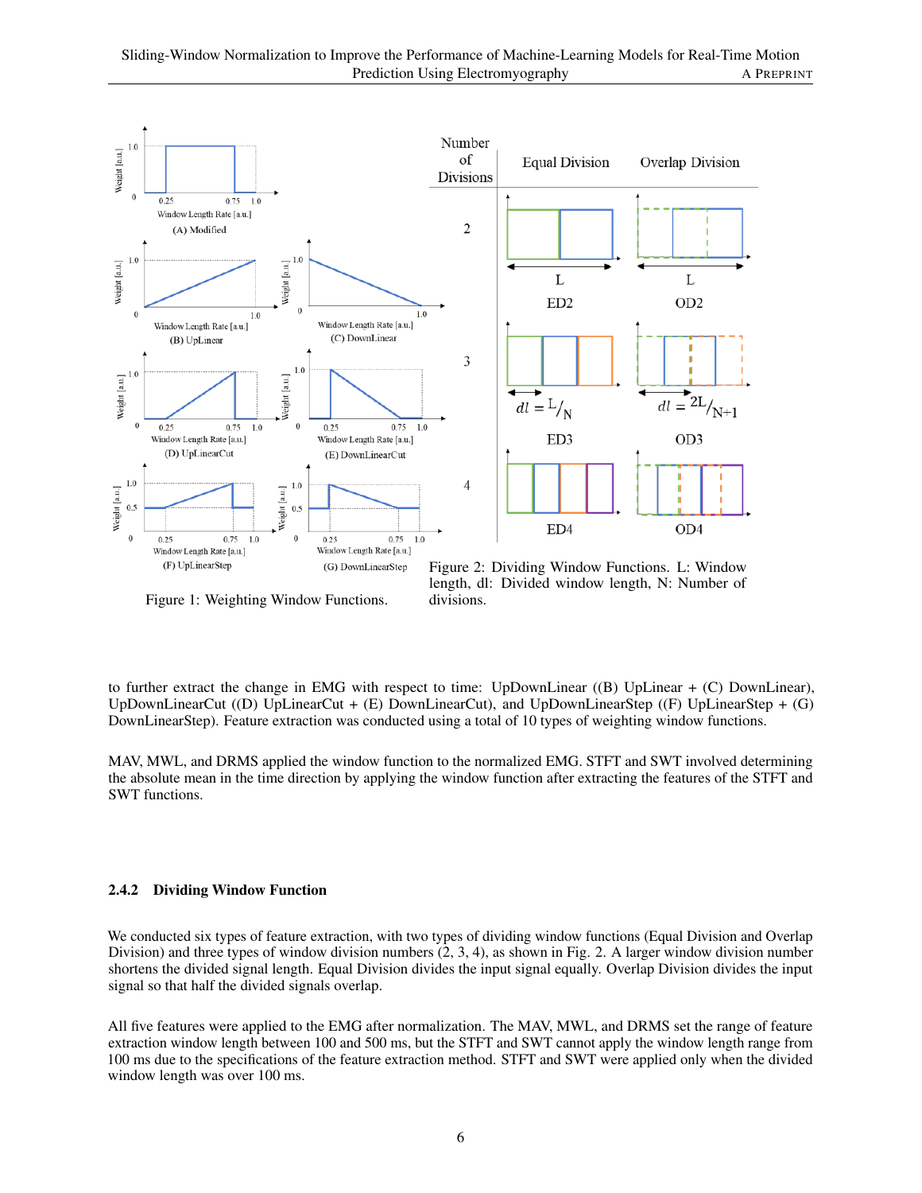Figure 1: Weighting Window Functions.

Figure 2: Dividing Window Functions. L: Window length, dl: Divided window length, N: Number of divisions.

to further extract the change in EMG with respect to time: UpDownLinear ((B) UpLinear + (C) DownLinear), UpDownLinearCut ((D) UpLinearCut + (E) DownLinearCut), and UpDownLinearStep ((F) UpLinearStep + (G) DownLinearStep). Feature extraction was conducted using a total of 10 types of weighting window functions.

MAV, MWL, and DRMS applied the window function to the normalized EMG. STFT and SWT involved determining the absolute mean in the time direction by applying the window function after extracting the features of the STFT and SWT functions.

#### 2.4.2 Dividing Window Function

We conducted six types of feature extraction, with two types of dividing window functions (Equal Division and Overlap Division) and three types of window division numbers (2, 3, 4), as shown in Fig. 2. A larger window division number shortens the divided signal length. Equal Division divides the input signal equally. Overlap Division divides the input signal so that half the divided signals overlap.

All five features were applied to the EMG after normalization. The MAV, MWL, and DRMS set the range of feature extraction window length between 100 and 500 ms, but the STFT and SWT cannot apply the window length range from 100 ms due to the specifications of the feature extraction method. STFT and SWT were applied only when the divided window length was over 100 ms.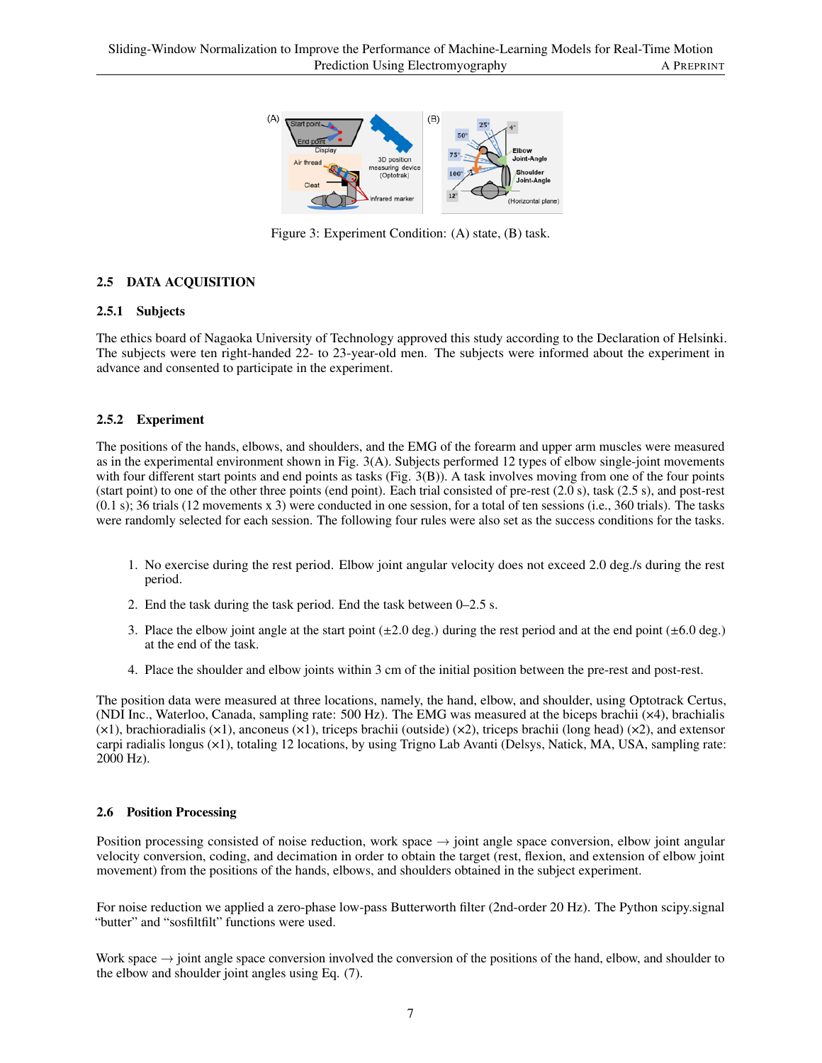Figure 3: Experiment Condition: (A) state, (B) task.

### 2.5 DATA ACQUISITION

#### 2.5.1 Subjects

The ethics board of Nagaoka University of Technology approved this study according to the Declaration of Helsinki. The subjects were ten right-handed 22- to 23-year-old men. The subjects were informed about the experiment in advance and consented to participate in the experiment.

#### 2.5.2 Experiment

The positions of the hands, elbows, and shoulders, and the EMG of the forearm and upper arm muscles were measured as in the experimental environment shown in Fig. 3(A). Subjects performed 12 types of elbow single-joint movements with four different start points and end points as tasks (Fig. 3(B)). A task involves moving from one of the four points (start point) to one of the other three points (end point). Each trial consisted of pre-rest (2.0 s), task (2.5 s), and post-rest (0.1 s); 36 trials (12 movements x 3) were conducted in one session, for a total of ten sessions (i.e., 360 trials). The tasks were randomly selected for each session. The following four rules were also set as the success conditions for the tasks.

1. No exercise during the rest period. Elbow joint angular velocity does not exceed 2.0 deg./s during the rest period.
2. End the task during the task period. End the task between 0–2.5 s.
3. Place the elbow joint angle at the start point (±2.0 deg.) during the rest period and at the end point (±6.0 deg.) at the end of the task.
4. Place the shoulder and elbow joints within 3 cm of the initial position between the pre-rest and post-rest.

The position data were measured at three locations, namely, the hand, elbow, and shoulder, using Optotrack Certus, (NDI Inc., Waterloo, Canada, sampling rate: 500 Hz). The EMG was measured at the biceps brachii (×4), brachialis (×1), brachioradialis (×1), anconeus (×1), triceps brachii (outside) (×2), triceps brachii (long head) (×2), and extensor carpi radialis longus (×1), totaling 12 locations, by using Trigno Lab Avanti (Delsys, Natick, MA, USA, sampling rate: 2000 Hz).

### 2.6 Position Processing

Position processing consisted of noise reduction, work space $\rightarrow$ joint angle space conversion, elbow joint angular velocity conversion, coding, and decimation in order to obtain the target (rest, flexion, and extension of elbow joint movement) from the positions of the hands, elbows, and shoulders obtained in the subject experiment.

For noise reduction we applied a zero-phase low-pass Butterworth filter (2nd-order 20 Hz). The Python scipy.signal "butter" and "sosfiltfilt" functions were used.

Work space $\rightarrow$ joint angle space conversion involved the conversion of the positions of the hand, elbow, and shoulder to the elbow and shoulder joint angles using Eq. (7).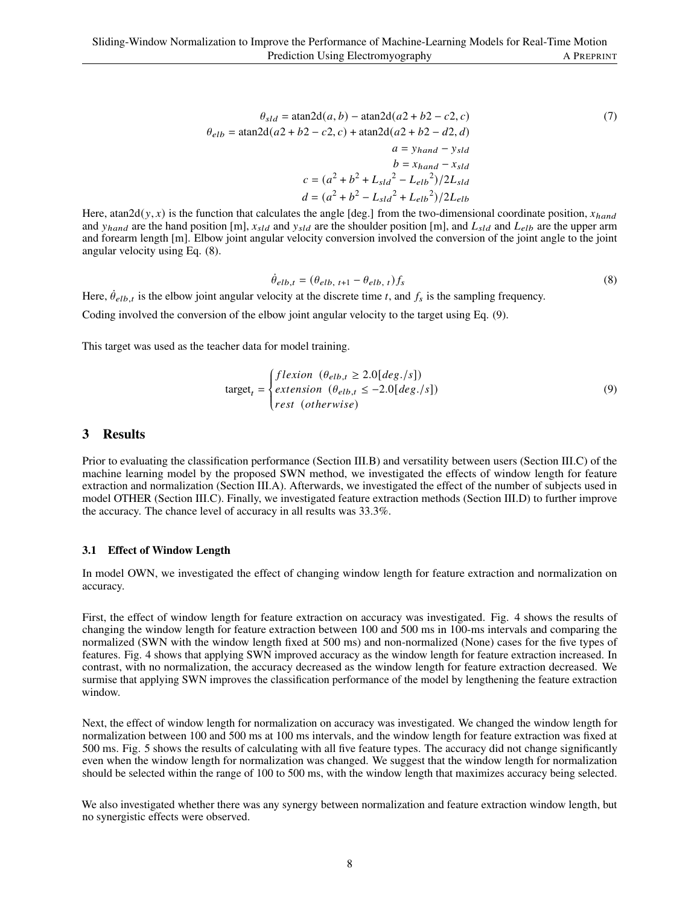$$
\begin{aligned}
\theta_{sld} &= \text{atan2d}(a, b) - \text{atan2d}(a2 + b2 - c2, c) \\
\theta_{elb} &= \text{atan2d}(a2 + b2 - c2, c) + \text{atan2d}(a2 + b2 - d2, d) \\
a &= y_{hand} - y_{sld} \\
b &= x_{hand} - x_{sld} \\
c &= (a^2 + b^2 + {L_{sld}}^2 - {L_{elb}}^2)/2L_{sld} \\
d &= (a^2 + b^2 - {L_{sld}}^2 + {L_{elb}}^2)/2L_{elb}
\end{aligned}
\tag{7}
$$

Here, $\text{atan2d}(y, x)$ is the function that calculates the angle [deg.] from the two-dimensional coordinate position, $x_{hand}$ and $y_{hand}$ are the hand position [m], $x_{sld}$ and $y_{sld}$ are the shoulder position [m], and $L_{sld}$ and $L_{elb}$ are the upper arm and forearm length [m]. Elbow joint angular velocity conversion involved the conversion of the joint angle to the joint angular velocity using Eq. (8).

$$
\dot{\theta}_{elb,t} = (\theta_{elb,\ t+1} - \theta_{elb,\ t})f_s \tag{8}
$$

Here, $\dot{\theta}_{elb,t}$ is the elbow joint angular velocity at the discrete time $t$, and $f_s$ is the sampling frequency.

Coding involved the conversion of the elbow joint angular velocity to the target using Eq. (9).

This target was used as the teacher data for model training.

$$
\text{target}_t = \begin{cases} flexion\ \ (\theta_{elb,t} \geq 2.0[deg./s]) \\ extension\ \ (\theta_{elb,t} \leq -2.0[deg./s]) \\ rest\ \ (otherwise) \end{cases} \tag{9}
$$

## 3 Results

Prior to evaluating the classification performance (Section III.B) and versatility between users (Section III.C) of the machine learning model by the proposed SWN method, we investigated the effects of window length for feature extraction and normalization (Section III.A). Afterwards, we investigated the effect of the number of subjects used in model OTHER (Section III.C). Finally, we investigated feature extraction methods (Section III.D) to further improve the accuracy. The chance level of accuracy in all results was 33.3%.

### 3.1 Effect of Window Length

In model OWN, we investigated the effect of changing window length for feature extraction and normalization on accuracy.

First, the effect of window length for feature extraction on accuracy was investigated. Fig. 4 shows the results of changing the window length for feature extraction between 100 and 500 ms in 100-ms intervals and comparing the normalized (SWN with the window length fixed at 500 ms) and non-normalized (None) cases for the five types of features. Fig. 4 shows that applying SWN improved accuracy as the window length for feature extraction increased. In contrast, with no normalization, the accuracy decreased as the window length for feature extraction decreased. We surmise that applying SWN improves the classification performance of the model by lengthening the feature extraction window.

Next, the effect of window length for normalization on accuracy was investigated. We changed the window length for normalization between 100 and 500 ms at 100 ms intervals, and the window length for feature extraction was fixed at 500 ms. Fig. 5 shows the results of calculating with all five feature types. The accuracy did not change significantly even when the window length for normalization was changed. We suggest that the window length for normalization should be selected within the range of 100 to 500 ms, with the window length that maximizes accuracy being selected.

We also investigated whether there was any synergy between normalization and feature extraction window length, but no synergistic effects were observed.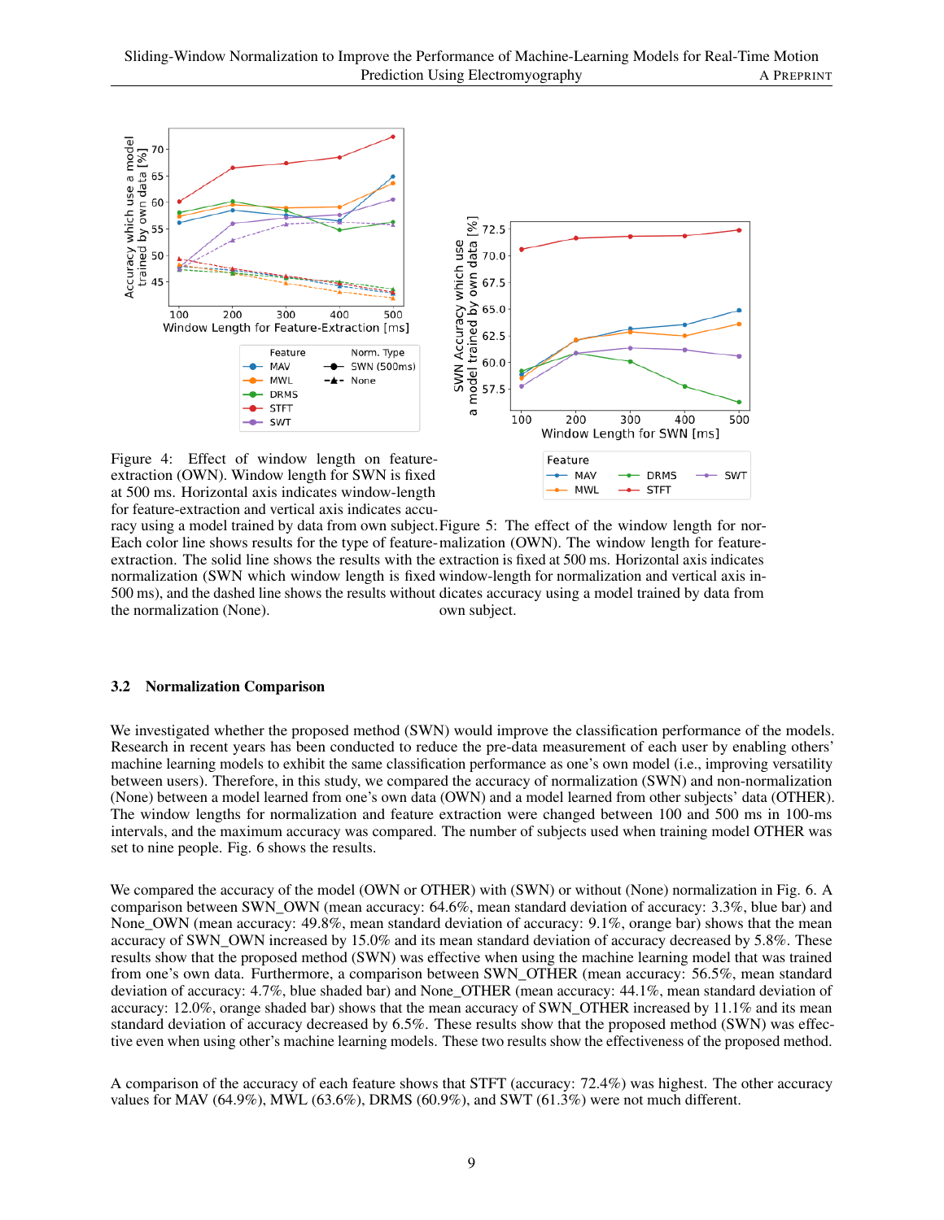Figure 4: Effect of window length on feature-extraction (OWN). Window length for SWN is fixed at 500 ms. Horizontal axis indicates window-length for feature-extraction and vertical axis indicates accuracy using a model trained by data from own subject. Each color line shows results for the type of feature-extraction. The solid line shows the results with the normalization (SWN which window length is fixed 500 ms), and the dashed line shows the results without the normalization (None).

Figure 5: The effect of the window length for normalization (OWN). The window length for feature-extraction is fixed at 500 ms. Horizontal axis indicates window-length for normalization and vertical axis indicates accuracy using a model trained by data from own subject.

### 3.2 Normalization Comparison

We investigated whether the proposed method (SWN) would improve the classification performance of the models. Research in recent years has been conducted to reduce the pre-data measurement of each user by enabling others' machine learning models to exhibit the same classification performance as one's own model (i.e., improving versatility between users). Therefore, in this study, we compared the accuracy of normalization (SWN) and non-normalization (None) between a model learned from one's own data (OWN) and a model learned from other subjects' data (OTHER). The window lengths for normalization and feature extraction were changed between 100 and 500 ms in 100-ms intervals, and the maximum accuracy was compared. The number of subjects used when training model OTHER was set to nine people. Fig. 6 shows the results.

We compared the accuracy of the model (OWN or OTHER) with (SWN) or without (None) normalization in Fig. 6. A comparison between SWN_OWN (mean accuracy: 64.6%, mean standard deviation of accuracy: 3.3%, blue bar) and None_OWN (mean accuracy: 49.8%, mean standard deviation of accuracy: 9.1%, orange bar) shows that the mean accuracy of SWN_OWN increased by 15.0% and its mean standard deviation of accuracy decreased by 5.8%. These results show that the proposed method (SWN) was effective when using the machine learning model that was trained from one's own data. Furthermore, a comparison between SWN_OTHER (mean accuracy: 56.5%, mean standard deviation of accuracy: 4.7%, blue shaded bar) and None_OTHER (mean accuracy: 44.1%, mean standard deviation of accuracy: 12.0%, orange shaded bar) shows that the mean accuracy of SWN_OTHER increased by 11.1% and its mean standard deviation of accuracy decreased by 6.5%. These results show that the proposed method (SWN) was effective even when using other's machine learning models. These two results show the effectiveness of the proposed method.

A comparison of the accuracy of each feature shows that STFT (accuracy: 72.4%) was highest. The other accuracy values for MAV (64.9%), MWL (63.6%), DRMS (60.9%), and SWT (61.3%) were not much different.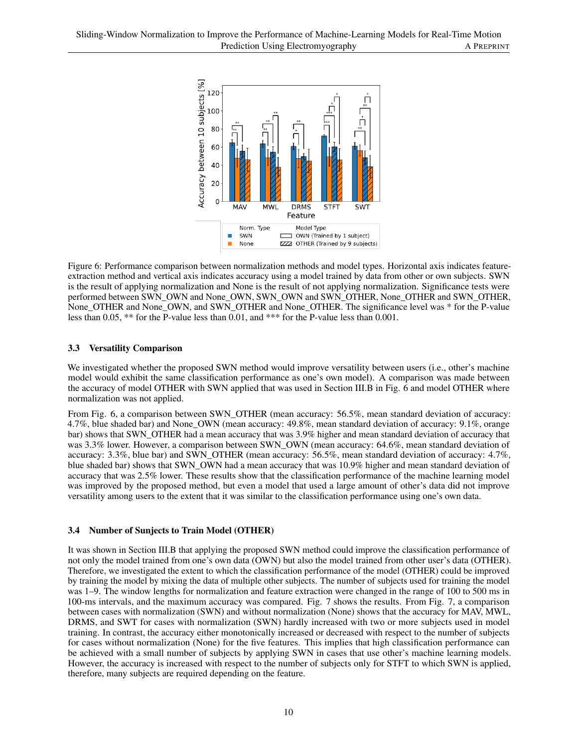Figure 6: Performance comparison between normalization methods and model types. Horizontal axis indicates feature-extraction method and vertical axis indicates accuracy using a model trained by data from other or own subjects. SWN is the result of applying normalization and None is the result of not applying normalization. Significance tests were performed between SWN_OWN and None_OWN, SWN_OWN and SWN_OTHER, None_OTHER and SWN_OTHER, None_OTHER and None_OWN, and SWN_OTHER and None_OTHER. The significance level was * for the P-value less than 0.05, ** for the P-value less than 0.01, and *** for the P-value less than 0.001.

### 3.3 Versatility Comparison

We investigated whether the proposed SWN method would improve versatility between users (i.e., other's machine model would exhibit the same classification performance as one's own model). A comparison was made between the accuracy of model OTHER with SWN applied that was used in Section III.B in Fig. 6 and model OTHER where normalization was not applied.

From Fig. 6, a comparison between SWN_OTHER (mean accuracy: 56.5%, mean standard deviation of accuracy: 4.7%, blue shaded bar) and None_OWN (mean accuracy: 49.8%, mean standard deviation of accuracy: 9.1%, orange bar) shows that SWN_OTHER had a mean accuracy that was 3.9% higher and mean standard deviation of accuracy that was 3.3% lower. However, a comparison between SWN_OWN (mean accuracy: 64.6%, mean standard deviation of accuracy: 3.3%, blue bar) and SWN_OTHER (mean accuracy: 56.5%, mean standard deviation of accuracy: 4.7%, blue shaded bar) shows that SWN_OWN had a mean accuracy that was 10.9% higher and mean standard deviation of accuracy that was 2.5% lower. These results show that the classification performance of the machine learning model was improved by the proposed method, but even a model that used a large amount of other's data did not improve versatility among users to the extent that it was similar to the classification performance using one's own data.

### 3.4 Number of Sunjects to Train Model (OTHER)

It was shown in Section III.B that applying the proposed SWN method could improve the classification performance of not only the model trained from one's own data (OWN) but also the model trained from other user's data (OTHER). Therefore, we investigated the extent to which the classification performance of the model (OTHER) could be improved by training the model by mixing the data of multiple other subjects. The number of subjects used for training the model was 1–9. The window lengths for normalization and feature extraction were changed in the range of 100 to 500 ms in 100-ms intervals, and the maximum accuracy was compared. Fig. 7 shows the results. From Fig. 7, a comparison between cases with normalization (SWN) and without normalization (None) shows that the accuracy for MAV, MWL, DRMS, and SWT for cases with normalization (SWN) hardly increased with two or more subjects used in model training. In contrast, the accuracy either monotonically increased or decreased with respect to the number of subjects for cases without normalization (None) for the five features. This implies that high classification performance can be achieved with a small number of subjects by applying SWN in cases that use other's machine learning models. However, the accuracy is increased with respect to the number of subjects only for STFT to which SWN is applied, therefore, many subjects are required depending on the feature.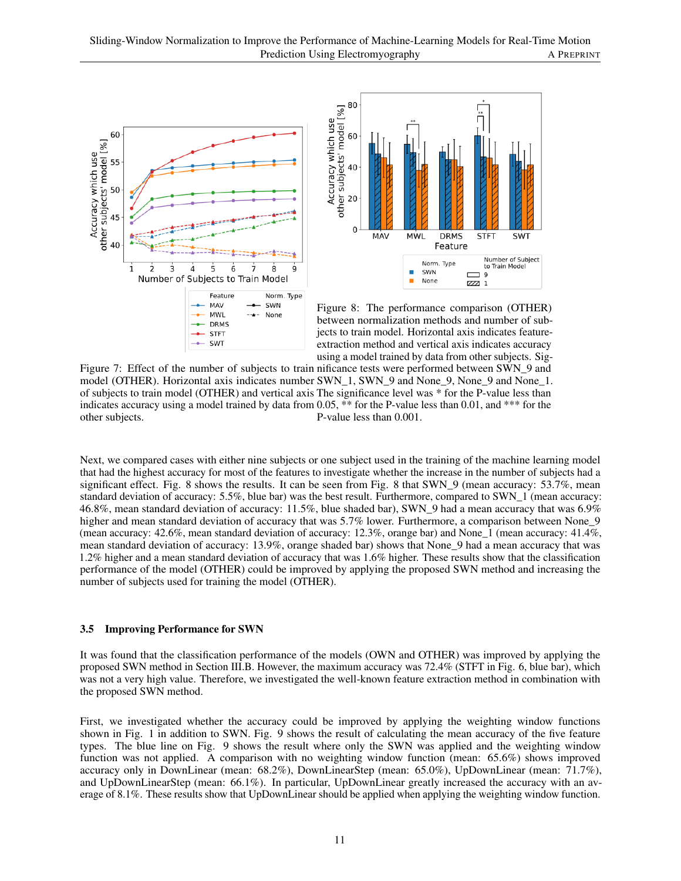Figure 7: Effect of the number of subjects to train model (OTHER). Horizontal axis indicates number of subjects to train model (OTHER) and vertical axis indicates accuracy using a model trained by data from other subjects.

Figure 8: The performance comparison (OTHER) between normalization methods and number of subjects to train model. Horizontal axis indicates feature-extraction method and vertical axis indicates accuracy using a model trained by data from other subjects. Significance tests were performed between SWN_9 and SWN_1, SWN_9 and None_9, None_9 and None_1. The significance level was * for the P-value less than 0.05, ** for the P-value less than 0.01, and *** for the P-value less than 0.001.

Next, we compared cases with either nine subjects or one subject used in the training of the machine learning model that had the highest accuracy for most of the features to investigate whether the increase in the number of subjects had a significant effect. Fig. 8 shows the results. It can be seen from Fig. 8 that SWN_9 (mean accuracy: 53.7%, mean standard deviation of accuracy: 5.5%, blue bar) was the best result. Furthermore, compared to SWN_1 (mean accuracy: 46.8%, mean standard deviation of accuracy: 11.5%, blue shaded bar), SWN_9 had a mean accuracy that was 6.9% higher and mean standard deviation of accuracy that was 5.7% lower. Furthermore, a comparison between None_9 (mean accuracy: 42.6%, mean standard deviation of accuracy: 12.3%, orange bar) and None_1 (mean accuracy: 41.4%, mean standard deviation of accuracy: 13.9%, orange shaded bar) shows that None_9 had a mean accuracy that was 1.2% higher and a mean standard deviation of accuracy that was 1.6% higher. These results show that the classification performance of the model (OTHER) could be improved by applying the proposed SWN method and increasing the number of subjects used for training the model (OTHER).

### 3.5 Improving Performance for SWN

It was found that the classification performance of the models (OWN and OTHER) was improved by applying the proposed SWN method in Section III.B. However, the maximum accuracy was 72.4% (STFT in Fig. 6, blue bar), which was not a very high value. Therefore, we investigated the well-known feature extraction method in combination with the proposed SWN method.

First, we investigated whether the accuracy could be improved by applying the weighting window functions shown in Fig. 1 in addition to SWN. Fig. 9 shows the result of calculating the mean accuracy of the five feature types. The blue line on Fig. 9 shows the result where only the SWN was applied and the weighting window function was not applied. A comparison with no weighting window function (mean: 65.6%) shows improved accuracy only in DownLinear (mean: 68.2%), DownLinearStep (mean: 65.0%), UpDownLinear (mean: 71.7%), and UpDownLinearStep (mean: 66.1%). In particular, UpDownLinear greatly increased the accuracy with an average of 8.1%. These results show that UpDownLinear should be applied when applying the weighting window function.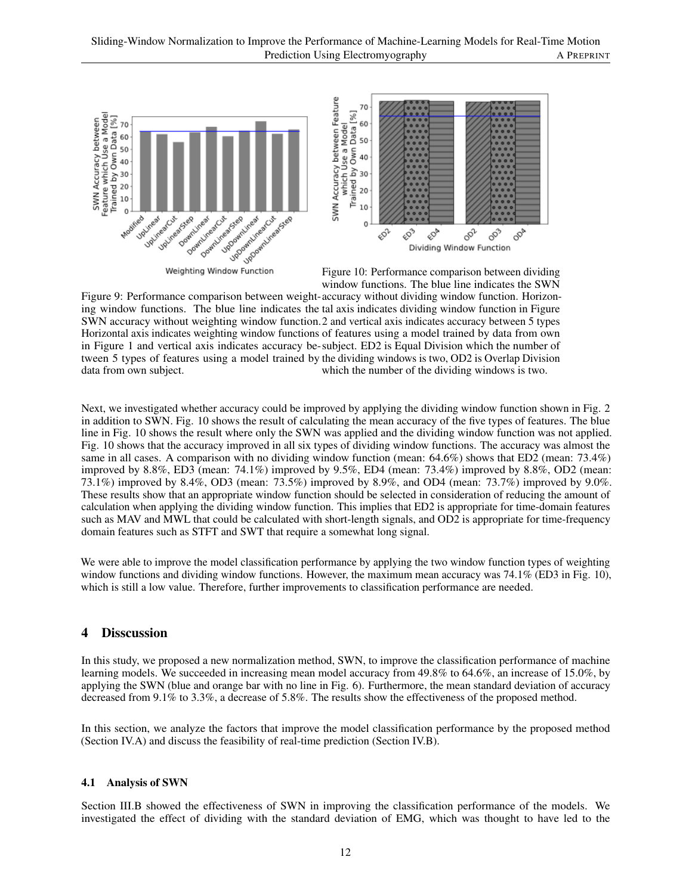Figure 9: Performance comparison between weighting window functions. The blue line indicates the SWN accuracy without weighting window function. Horizontal axis indicates weighting window functions in Figure 1 and vertical axis indicates accuracy between 5 types of features using a model trained by data from own subject.

Figure 10: Performance comparison between dividing window functions. The blue line indicates the SWN accuracy without dividing window function. Horizontal axis indicates dividing window function in Figure 2 and vertical axis indicates accuracy between 5 types of features using a model trained by data from own subject. ED2 is Equal Division which the number of the dividing windows is two, OD2 is Overlap Division which the number of the dividing windows is two.

Next, we investigated whether accuracy could be improved by applying the dividing window function shown in Fig. 2 in addition to SWN. Fig. 10 shows the result of calculating the mean accuracy of the five types of features. The blue line in Fig. 10 shows the result where only the SWN was applied and the dividing window function was not applied. Fig. 10 shows that the accuracy improved in all six types of dividing window functions. The accuracy was almost the same in all cases. A comparison with no dividing window function (mean: 64.6%) shows that ED2 (mean: 73.4%) improved by 8.8%, ED3 (mean: 74.1%) improved by 9.5%, ED4 (mean: 73.4%) improved by 8.8%, OD2 (mean: 73.1%) improved by 8.4%, OD3 (mean: 73.5%) improved by 8.9%, and OD4 (mean: 73.7%) improved by 9.0%. These results show that an appropriate window function should be selected in consideration of reducing the amount of calculation when applying the dividing window function. This implies that ED2 is appropriate for time-domain features such as MAV and MWL that could be calculated with short-length signals, and OD2 is appropriate for time-frequency domain features such as STFT and SWT that require a somewhat long signal.

We were able to improve the model classification performance by applying the two window function types of weighting window functions and dividing window functions. However, the maximum mean accuracy was 74.1% (ED3 in Fig. 10), which is still a low value. Therefore, further improvements to classification performance are needed.

## 4 Disscussion

In this study, we proposed a new normalization method, SWN, to improve the classification performance of machine learning models. We succeeded in increasing mean model accuracy from 49.8% to 64.6%, an increase of 15.0%, by applying the SWN (blue and orange bar with no line in Fig. 6). Furthermore, the mean standard deviation of accuracy decreased from 9.1% to 3.3%, a decrease of 5.8%. The results show the effectiveness of the proposed method.

In this section, we analyze the factors that improve the model classification performance by the proposed method (Section IV.A) and discuss the feasibility of real-time prediction (Section IV.B).

### 4.1 Analysis of SWN

Section III.B showed the effectiveness of SWN in improving the classification performance of the models. We investigated the effect of dividing with the standard deviation of EMG, which was thought to have led to the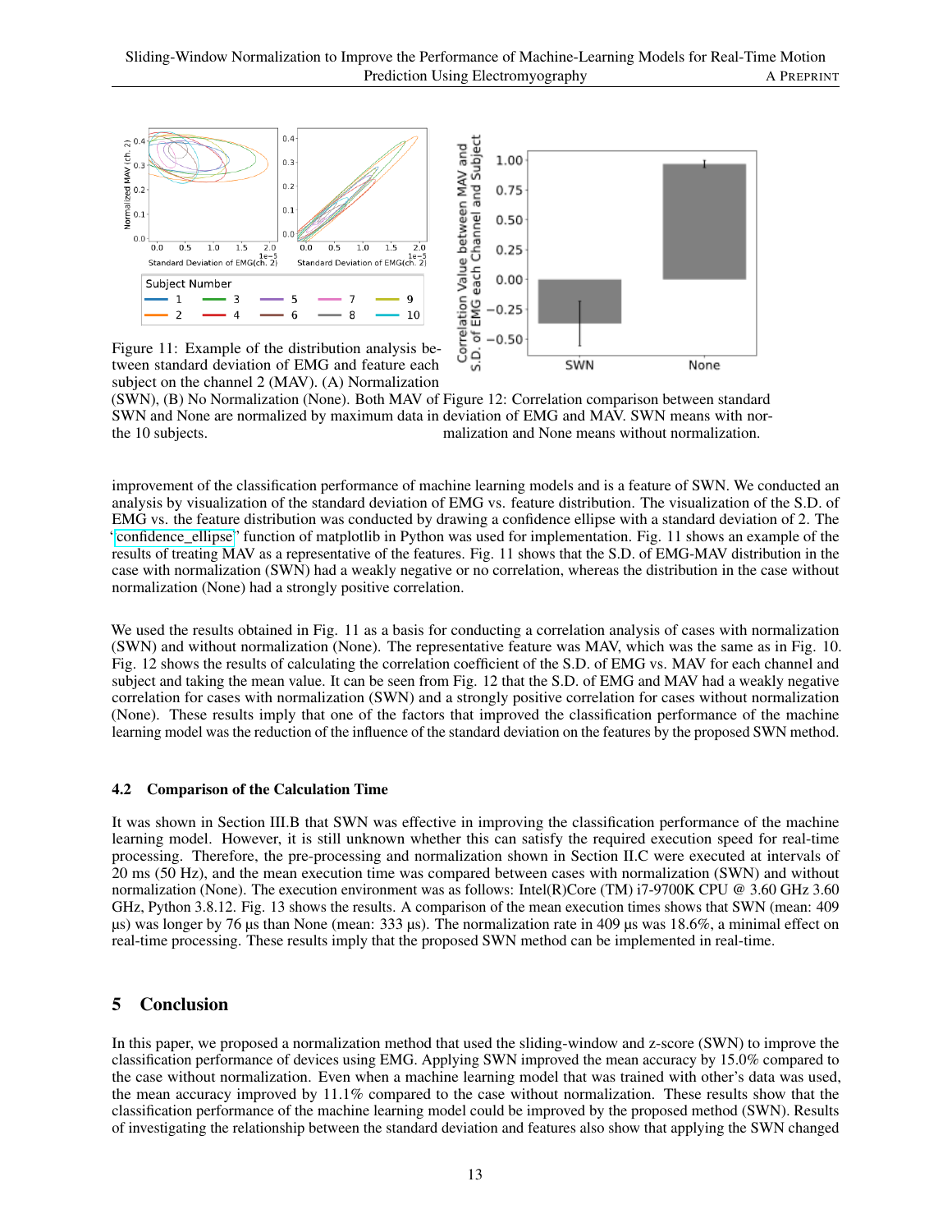Figure 11: Example of the distribution analysis between standard deviation of EMG and feature each subject on the channel 2 (MAV). (A) Normalization (SWN), (B) No Normalization (None). Both MAV of SWN and None are normalized by maximum data in the 10 subjects.

Figure 12: Correlation comparison between standard deviation of EMG and MAV. SWN means with normalization and None means without normalization.

improvement of the classification performance of machine learning models and is a feature of SWN. We conducted an analysis by visualization of the standard deviation of EMG vs. feature distribution. The visualization of the S.D. of EMG vs. the feature distribution was conducted by drawing a confidence ellipse with a standard deviation of 2. The 'confidence_ellipse' function of matplotlib in Python was used for implementation. Fig. 11 shows an example of the results of treating MAV as a representative of the features. Fig. 11 shows that the S.D. of EMG-MAV distribution in the case with normalization (SWN) had a weakly negative or no correlation, whereas the distribution in the case without normalization (None) had a strongly positive correlation.

We used the results obtained in Fig. 11 as a basis for conducting a correlation analysis of cases with normalization (SWN) and without normalization (None). The representative feature was MAV, which was the same as in Fig. 10. Fig. 12 shows the results of calculating the correlation coefficient of the S.D. of EMG vs. MAV for each channel and subject and taking the mean value. It can be seen from Fig. 12 that the S.D. of EMG and MAV had a weakly negative correlation for cases with normalization (SWN) and a strongly positive correlation for cases without normalization (None). These results imply that one of the factors that improved the classification performance of the machine learning model was the reduction of the influence of the standard deviation on the features by the proposed SWN method.

### 4.2 Comparison of the Calculation Time

It was shown in Section III.B that SWN was effective in improving the classification performance of the machine learning model. However, it is still unknown whether this can satisfy the required execution speed for real-time processing. Therefore, the pre-processing and normalization shown in Section II.C were executed at intervals of 20 ms (50 Hz), and the mean execution time was compared between cases with normalization (SWN) and without normalization (None). The execution environment was as follows: Intel(R)Core (TM) i7-9700K CPU @ 3.60 GHz 3.60 GHz, Python 3.8.12. Fig. 13 shows the results. A comparison of the mean execution times shows that SWN (mean: 409 µs) was longer by 76 µs than None (mean: 333 µs). The normalization rate in 409 µs was 18.6%, a minimal effect on real-time processing. These results imply that the proposed SWN method can be implemented in real-time.

## 5 Conclusion

In this paper, we proposed a normalization method that used the sliding-window and z-score (SWN) to improve the classification performance of devices using EMG. Applying SWN improved the mean accuracy by 15.0% compared to the case without normalization. Even when a machine learning model that was trained with other's data was used, the mean accuracy improved by 11.1% compared to the case without normalization. These results show that the classification performance of the machine learning model could be improved by the proposed method (SWN). Results of investigating the relationship between the standard deviation and features also show that applying the SWN changed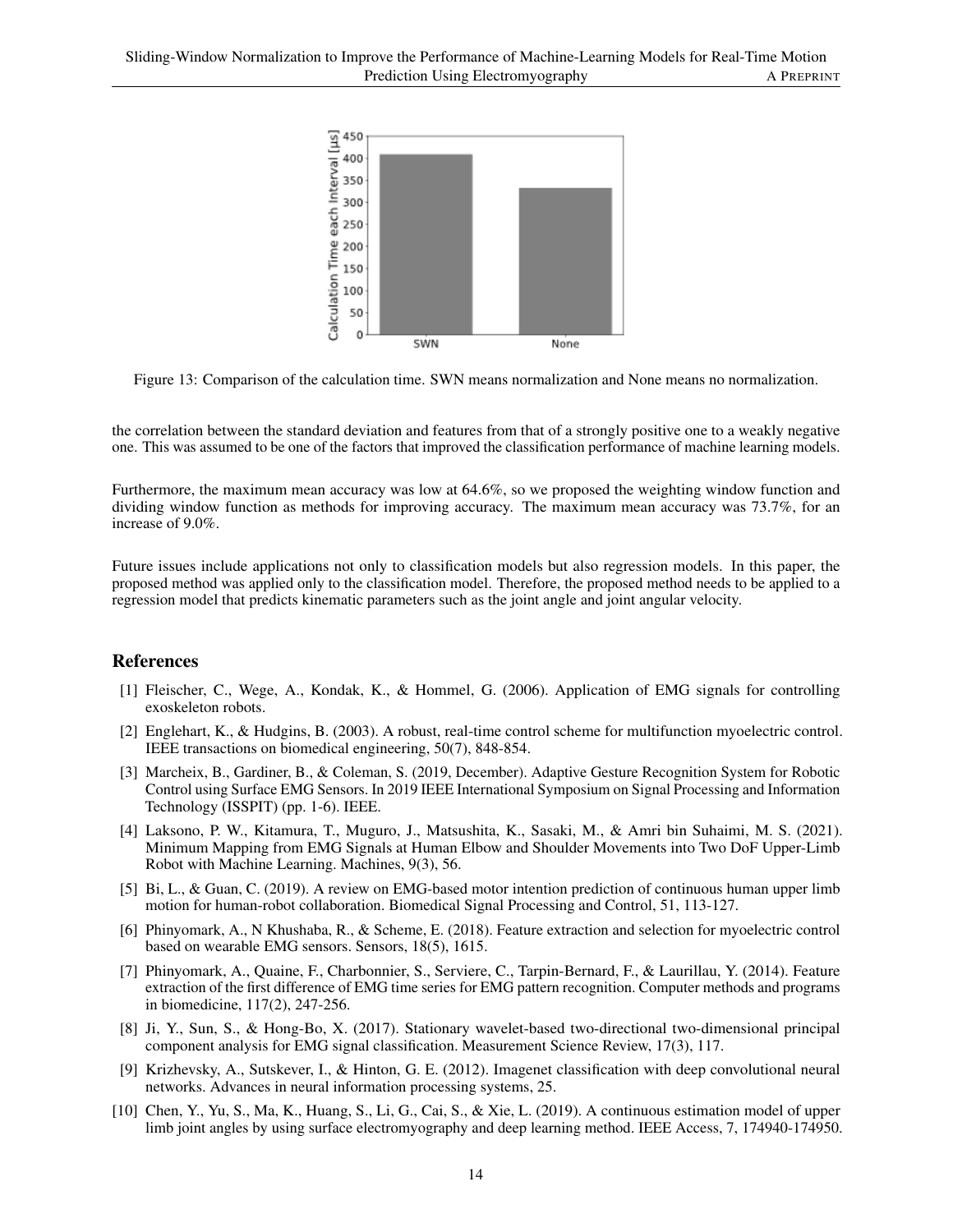Figure 13: Comparison of the calculation time. SWN means normalization and None means no normalization.

the correlation between the standard deviation and features from that of a strongly positive one to a weakly negative one. This was assumed to be one of the factors that improved the classification performance of machine learning models.

Furthermore, the maximum mean accuracy was low at 64.6%, so we proposed the weighting window function and dividing window function as methods for improving accuracy. The maximum mean accuracy was 73.7%, for an increase of 9.0%.

Future issues include applications not only to classification models but also regression models. In this paper, the proposed method was applied only to the classification model. Therefore, the proposed method needs to be applied to a regression model that predicts kinematic parameters such as the joint angle and joint angular velocity.

## References

[1] Fleischer, C., Wege, A., Kondak, K., & Hommel, G. (2006). Application of EMG signals for controlling exoskeleton robots.

[2] Englehart, K., & Hudgins, B. (2003). A robust, real-time control scheme for multifunction myoelectric control. IEEE transactions on biomedical engineering, 50(7), 848-854.

[3] Marcheix, B., Gardiner, B., & Coleman, S. (2019, December). Adaptive Gesture Recognition System for Robotic Control using Surface EMG Sensors. In 2019 IEEE International Symposium on Signal Processing and Information Technology (ISSPIT) (pp. 1-6). IEEE.

[4] Laksono, P. W., Kitamura, T., Muguro, J., Matsushita, K., Sasaki, M., & Amri bin Suhaimi, M. S. (2021). Minimum Mapping from EMG Signals at Human Elbow and Shoulder Movements into Two DoF Upper-Limb Robot with Machine Learning. Machines, 9(3), 56.

[5] Bi, L., & Guan, C. (2019). A review on EMG-based motor intention prediction of continuous human upper limb motion for human-robot collaboration. Biomedical Signal Processing and Control, 51, 113-127.

[6] Phinyomark, A., N Khushaba, R., & Scheme, E. (2018). Feature extraction and selection for myoelectric control based on wearable EMG sensors. Sensors, 18(5), 1615.

[7] Phinyomark, A., Quaine, F., Charbonnier, S., Serviere, C., Tarpin-Bernard, F., & Laurillau, Y. (2014). Feature extraction of the first difference of EMG time series for EMG pattern recognition. Computer methods and programs in biomedicine, 117(2), 247-256.

[8] Ji, Y., Sun, S., & Hong-Bo, X. (2017). Stationary wavelet-based two-directional two-dimensional principal component analysis for EMG signal classification. Measurement Science Review, 17(3), 117.

[9] Krizhevsky, A., Sutskever, I., & Hinton, G. E. (2012). Imagenet classification with deep convolutional neural networks. Advances in neural information processing systems, 25.

[10] Chen, Y., Yu, S., Ma, K., Huang, S., Li, G., Cai, S., & Xie, L. (2019). A continuous estimation model of upper limb joint angles by using surface electromyography and deep learning method. IEEE Access, 7, 174940-174950.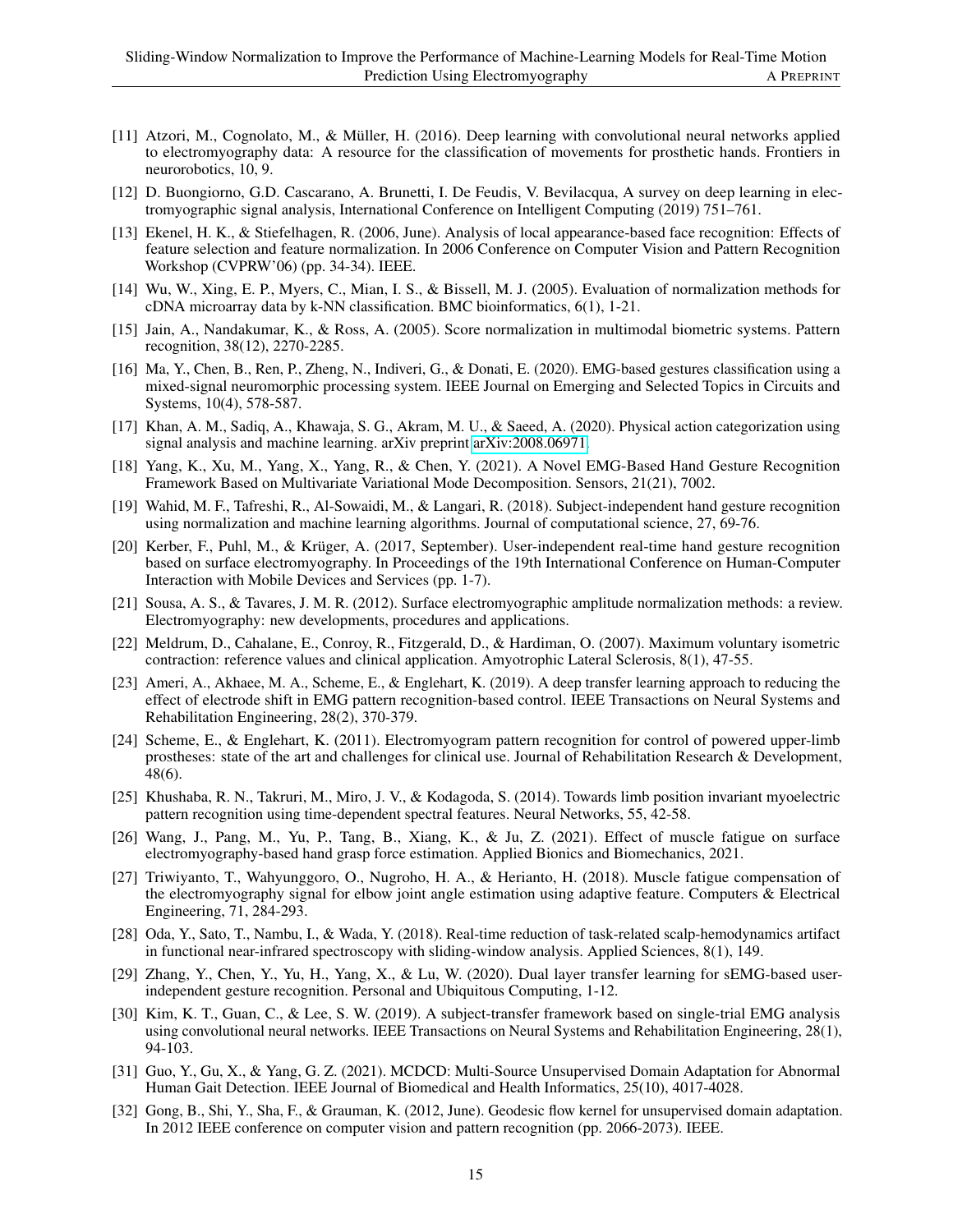[11] Atzori, M., Cognolato, M., & Müller, H. (2016). Deep learning with convolutional neural networks applied to electromyography data: A resource for the classification of movements for prosthetic hands. Frontiers in neurorobotics, 10, 9.

[12] D. Buongiorno, G.D. Cascarano, A. Brunetti, I. De Feudis, V. Bevilacqua, A survey on deep learning in electromyographic signal analysis, International Conference on Intelligent Computing (2019) 751–761.

[13] Ekenel, H. K., & Stiefelhagen, R. (2006, June). Analysis of local appearance-based face recognition: Effects of feature selection and feature normalization. In 2006 Conference on Computer Vision and Pattern Recognition Workshop (CVPRW'06) (pp. 34-34). IEEE.

[14] Wu, W., Xing, E. P., Myers, C., Mian, I. S., & Bissell, M. J. (2005). Evaluation of normalization methods for cDNA microarray data by k-NN classification. BMC bioinformatics, 6(1), 1-21.

[15] Jain, A., Nandakumar, K., & Ross, A. (2005). Score normalization in multimodal biometric systems. Pattern recognition, 38(12), 2270-2285.

[16] Ma, Y., Chen, B., Ren, P., Zheng, N., Indiveri, G., & Donati, E. (2020). EMG-based gestures classification using a mixed-signal neuromorphic processing system. IEEE Journal on Emerging and Selected Topics in Circuits and Systems, 10(4), 578-587.

[17] Khan, A. M., Sadiq, A., Khawaja, S. G., Akram, M. U., & Saeed, A. (2020). Physical action categorization using signal analysis and machine learning. arXiv preprint arXiv:2008.06971.

[18] Yang, K., Xu, M., Yang, X., Yang, R., & Chen, Y. (2021). A Novel EMG-Based Hand Gesture Recognition Framework Based on Multivariate Variational Mode Decomposition. Sensors, 21(21), 7002.

[19] Wahid, M. F., Tafreshi, R., Al-Sowaidi, M., & Langari, R. (2018). Subject-independent hand gesture recognition using normalization and machine learning algorithms. Journal of computational science, 27, 69-76.

[20] Kerber, F., Puhl, M., & Krüger, A. (2017, September). User-independent real-time hand gesture recognition based on surface electromyography. In Proceedings of the 19th International Conference on Human-Computer Interaction with Mobile Devices and Services (pp. 1-7).

[21] Sousa, A. S., & Tavares, J. M. R. (2012). Surface electromyographic amplitude normalization methods: a review. Electromyography: new developments, procedures and applications.

[22] Meldrum, D., Cahalane, E., Conroy, R., Fitzgerald, D., & Hardiman, O. (2007). Maximum voluntary isometric contraction: reference values and clinical application. Amyotrophic Lateral Sclerosis, 8(1), 47-55.

[23] Ameri, A., Akhaee, M. A., Scheme, E., & Englehart, K. (2019). A deep transfer learning approach to reducing the effect of electrode shift in EMG pattern recognition-based control. IEEE Transactions on Neural Systems and Rehabilitation Engineering, 28(2), 370-379.

[24] Scheme, E., & Englehart, K. (2011). Electromyogram pattern recognition for control of powered upper-limb prostheses: state of the art and challenges for clinical use. Journal of Rehabilitation Research & Development, 48(6).

[25] Khushaba, R. N., Takruri, M., Miro, J. V., & Kodagoda, S. (2014). Towards limb position invariant myoelectric pattern recognition using time-dependent spectral features. Neural Networks, 55, 42-58.

[26] Wang, J., Pang, M., Yu, P., Tang, B., Xiang, K., & Ju, Z. (2021). Effect of muscle fatigue on surface electromyography-based hand grasp force estimation. Applied Bionics and Biomechanics, 2021.

[27] Triwiyanto, T., Wahyunggoro, O., Nugroho, H. A., & Herianto, H. (2018). Muscle fatigue compensation of the electromyography signal for elbow joint angle estimation using adaptive feature. Computers & Electrical Engineering, 71, 284-293.

[28] Oda, Y., Sato, T., Nambu, I., & Wada, Y. (2018). Real-time reduction of task-related scalp-hemodynamics artifact in functional near-infrared spectroscopy with sliding-window analysis. Applied Sciences, 8(1), 149.

[29] Zhang, Y., Chen, Y., Yu, H., Yang, X., & Lu, W. (2020). Dual layer transfer learning for sEMG-based user-independent gesture recognition. Personal and Ubiquitous Computing, 1-12.

[30] Kim, K. T., Guan, C., & Lee, S. W. (2019). A subject-transfer framework based on single-trial EMG analysis using convolutional neural networks. IEEE Transactions on Neural Systems and Rehabilitation Engineering, 28(1), 94-103.

[31] Guo, Y., Gu, X., & Yang, G. Z. (2021). MCDCD: Multi-Source Unsupervised Domain Adaptation for Abnormal Human Gait Detection. IEEE Journal of Biomedical and Health Informatics, 25(10), 4017-4028.

[32] Gong, B., Shi, Y., Sha, F., & Grauman, K. (2012, June). Geodesic flow kernel for unsupervised domain adaptation. In 2012 IEEE conference on computer vision and pattern recognition (pp. 2066-2073). IEEE.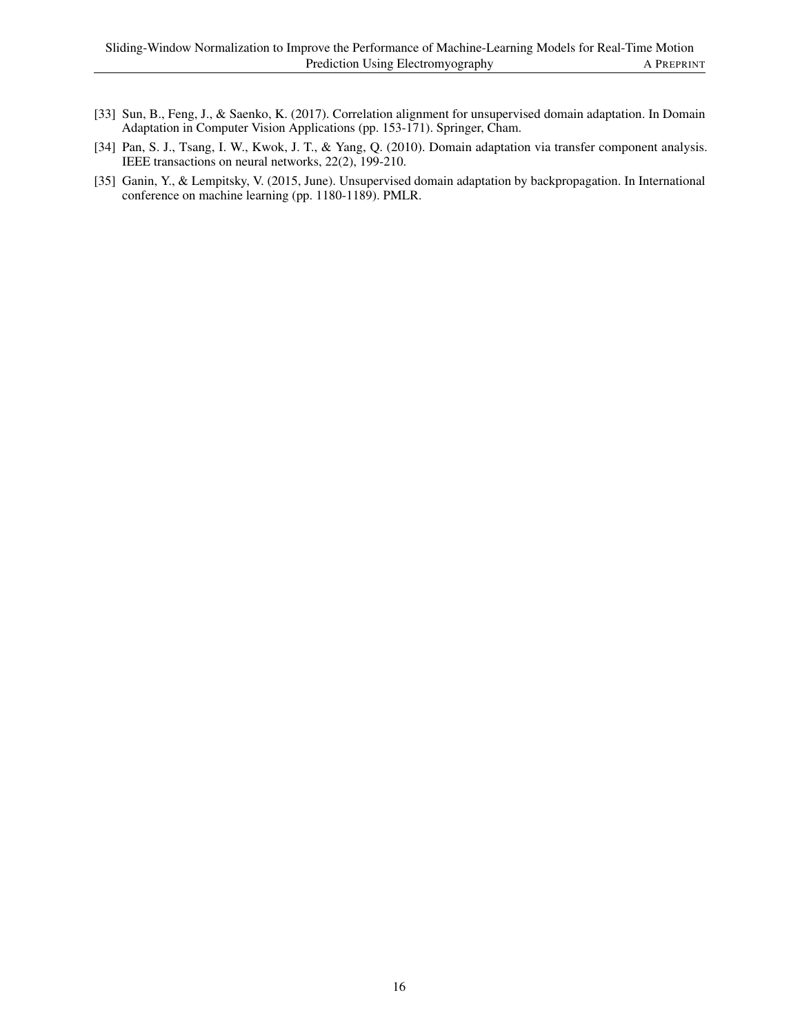[33] Sun, B., Feng, J., & Saenko, K. (2017). Correlation alignment for unsupervised domain adaptation. In Domain Adaptation in Computer Vision Applications (pp. 153-171). Springer, Cham.

[34] Pan, S. J., Tsang, I. W., Kwok, J. T., & Yang, Q. (2010). Domain adaptation via transfer component analysis. IEEE transactions on neural networks, 22(2), 199-210.

[35] Ganin, Y., & Lempitsky, V. (2015, June). Unsupervised domain adaptation by backpropagation. In International conference on machine learning (pp. 1180-1189). PMLR.